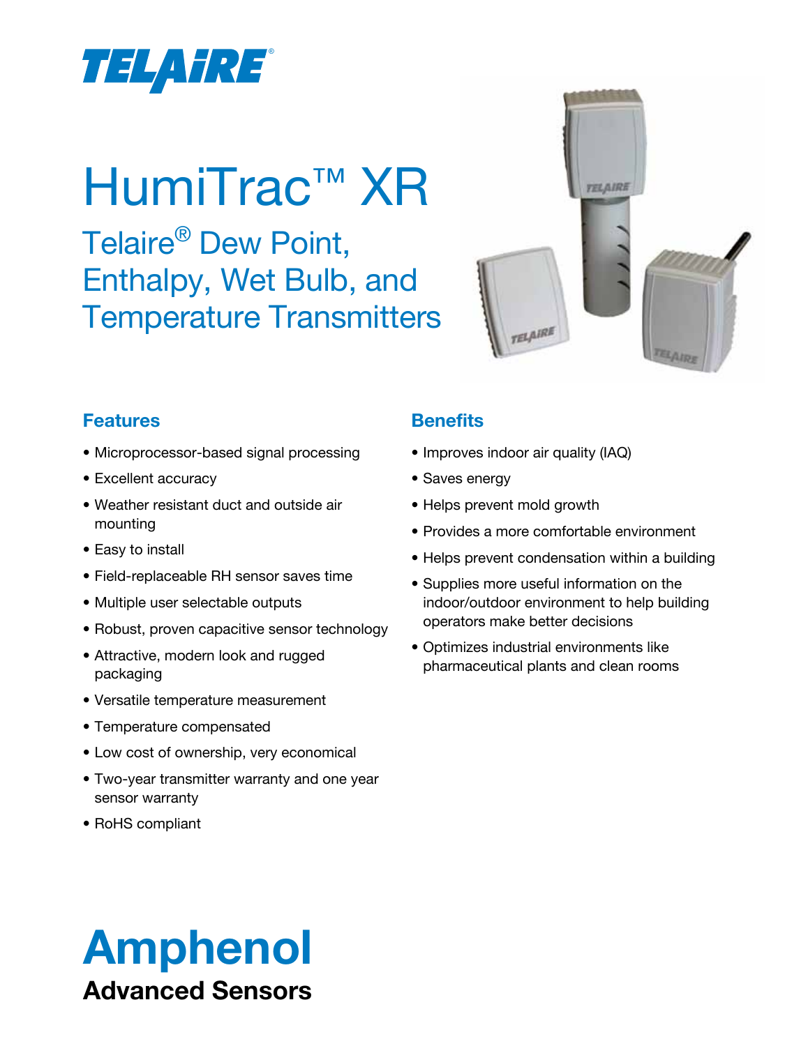TELAIRE®

# HumiTrac™ XR

## Telaire® Dew Point, Enthalpy, Wet Bulb, and Temperature Transmitters

### Features

- Microprocessor-based signal processing
- Excellent accuracy
- Weather resistant duct and outside air mounting
- Easy to install
- Field-replaceable RH sensor saves time
- Multiple user selectable outputs
- Robust, proven capacitive sensor technology
- Attractive, modern look and rugged packaging
- Versatile temperature measurement
- Temperature compensated
- Low cost of ownership, very economical
- Two-year transmitter warranty and one year sensor warranty
- RoHS compliant

### Benefits

- Improves indoor air quality (IAQ)
- Saves energy
- Helps prevent mold growth
- Provides a more comfortable environment
- Helps prevent condensation within a building
- Supplies more useful information on the indoor/outdoor environment to help building operators make better decisions
- Optimizes industrial environments like pharmaceutical plants and clean rooms

**Amphenol**
**Advanced Sensors**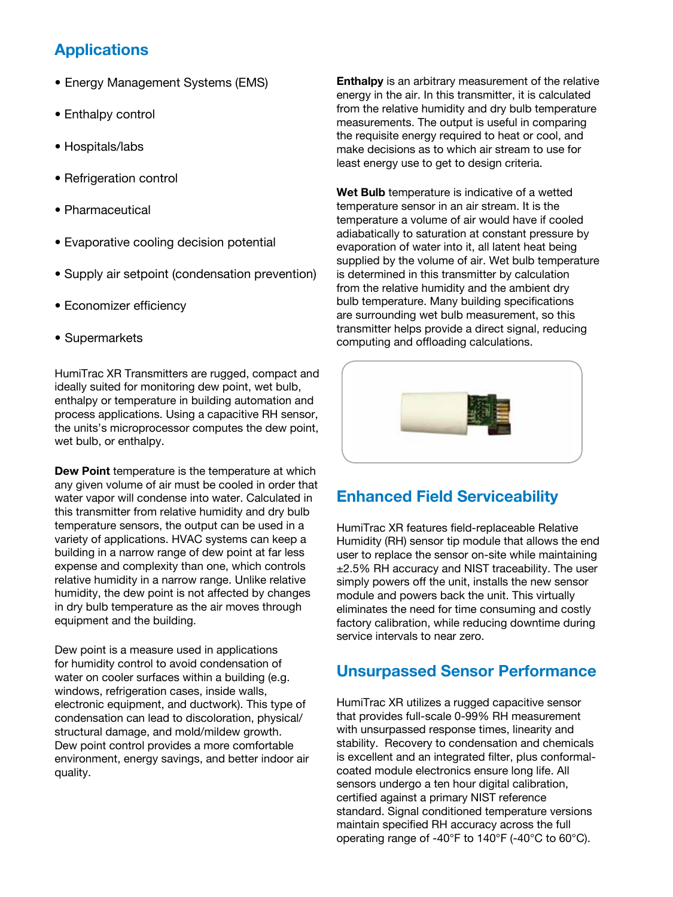## Applications

- Energy Management Systems (EMS)
- Enthalpy control
- Hospitals/labs
- Refrigeration control
- Pharmaceutical
- Evaporative cooling decision potential
- Supply air setpoint (condensation prevention)
- Economizer efficiency
- Supermarkets

HumiTrac XR Transmitters are rugged, compact and ideally suited for monitoring dew point, wet bulb, enthalpy or temperature in building automation and process applications. Using a capacitive RH sensor, the units's microprocessor computes the dew point, wet bulb, or enthalpy.

**Dew Point** temperature is the temperature at which any given volume of air must be cooled in order that water vapor will condense into water. Calculated in this transmitter from relative humidity and dry bulb temperature sensors, the output can be used in a variety of applications. HVAC systems can keep a building in a narrow range of dew point at far less expense and complexity than one, which controls relative humidity in a narrow range. Unlike relative humidity, the dew point is not affected by changes in dry bulb temperature as the air moves through equipment and the building.

Dew point is a measure used in applications for humidity control to avoid condensation of water on cooler surfaces within a building (e.g. windows, refrigeration cases, inside walls, electronic equipment, and ductwork). This type of condensation can lead to discoloration, physical/structural damage, and mold/mildew growth. Dew point control provides a more comfortable environment, energy savings, and better indoor air quality.

**Enthalpy** is an arbitrary measurement of the relative energy in the air. In this transmitter, it is calculated from the relative humidity and dry bulb temperature measurements. The output is useful in comparing the requisite energy required to heat or cool, and make decisions as to which air stream to use for least energy use to get to design criteria.

**Wet Bulb** temperature is indicative of a wetted temperature sensor in an air stream. It is the temperature a volume of air would have if cooled adiabatically to saturation at constant pressure by evaporation of water into it, all latent heat being supplied by the volume of air. Wet bulb temperature is determined in this transmitter by calculation from the relative humidity and the ambient dry bulb temperature. Many building specifications are surrounding wet bulb measurement, so this transmitter helps provide a direct signal, reducing computing and offloading calculations.

## Enhanced Field Serviceability

HumiTrac XR features field-replaceable Relative Humidity (RH) sensor tip module that allows the end user to replace the sensor on-site while maintaining ±2.5% RH accuracy and NIST traceability. The user simply powers off the unit, installs the new sensor module and powers back the unit. This virtually eliminates the need for time consuming and costly factory calibration, while reducing downtime during service intervals to near zero.

## Unsurpassed Sensor Performance

HumiTrac XR utilizes a rugged capacitive sensor that provides full-scale 0-99% RH measurement with unsurpassed response times, linearity and stability. Recovery to condensation and chemicals is excellent and an integrated filter, plus conformal-coated module electronics ensure long life. All sensors undergo a ten hour digital calibration, certified against a primary NIST reference standard. Signal conditioned temperature versions maintain specified RH accuracy across the full operating range of -40°F to 140°F (-40°C to 60°C).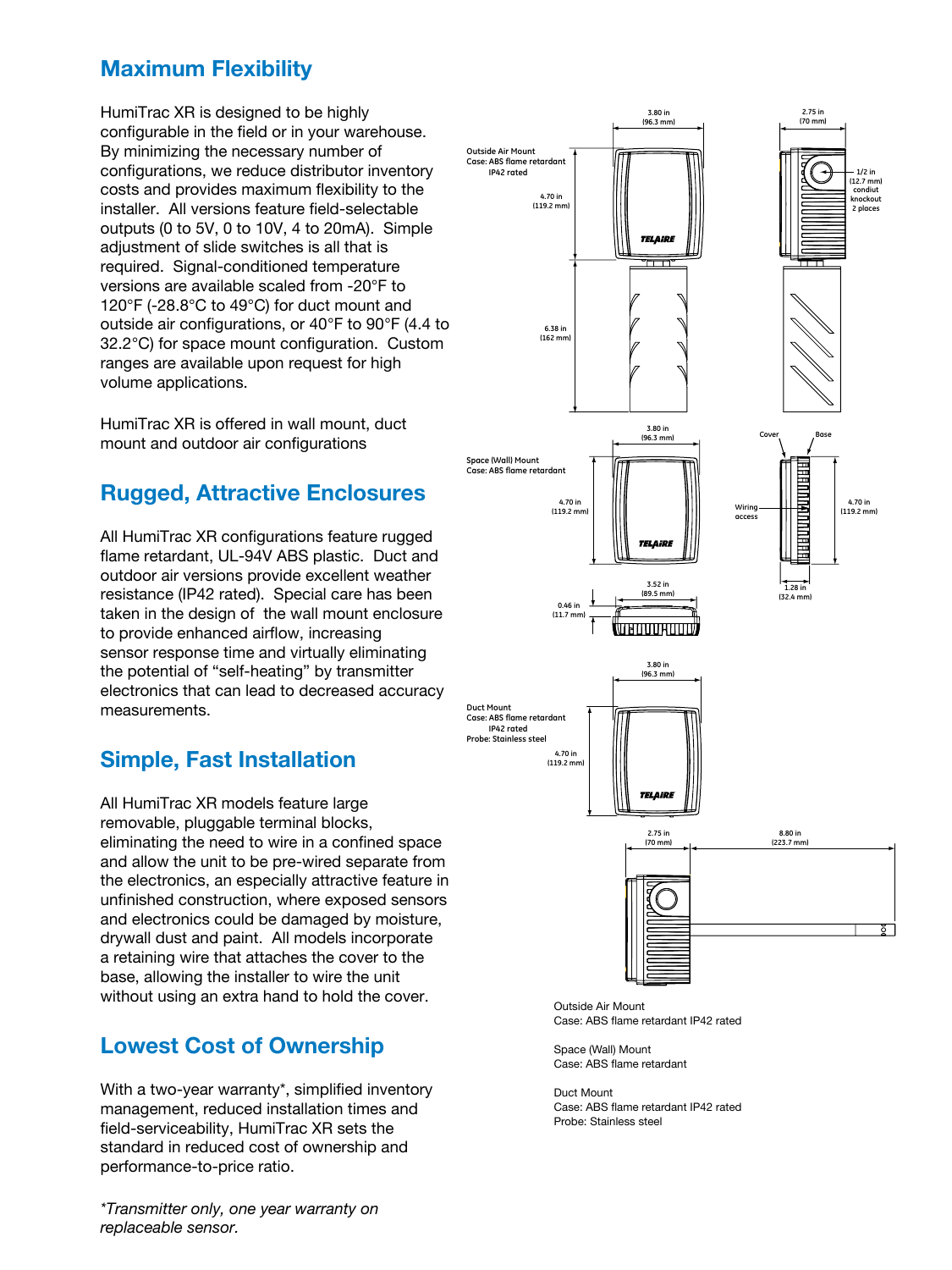## Maximum Flexibility

HumiTrac XR is designed to be highly configurable in the field or in your warehouse. By minimizing the necessary number of configurations, we reduce distributor inventory costs and provides maximum flexibility to the installer. All versions feature field-selectable outputs (0 to 5V, 0 to 10V, 4 to 20mA). Simple adjustment of slide switches is all that is required. Signal-conditioned temperature versions are available scaled from -20°F to 120°F (-28.8°C to 49°C) for duct mount and outside air configurations, or 40°F to 90°F (4.4 to 32.2°C) for space mount configuration. Custom ranges are available upon request for high volume applications.

HumiTrac XR is offered in wall mount, duct mount and outdoor air configurations

## Rugged, Attractive Enclosures

All HumiTrac XR configurations feature rugged flame retardant, UL-94V ABS plastic. Duct and outdoor air versions provide excellent weather resistance (IP42 rated). Special care has been taken in the design of the wall mount enclosure to provide enhanced airflow, increasing sensor response time and virtually eliminating the potential of "self-heating" by transmitter electronics that can lead to decreased accuracy measurements.

## Simple, Fast Installation

All HumiTrac XR models feature large removable, pluggable terminal blocks, eliminating the need to wire in a confined space and allow the unit to be pre-wired separate from the electronics, an especially attractive feature in unfinished construction, where exposed sensors and electronics could be damaged by moisture, drywall dust and paint. All models incorporate a retaining wire that attaches the cover to the base, allowing the installer to wire the unit without using an extra hand to hold the cover.

## Lowest Cost of Ownership

With a two-year warranty*, simplified inventory management, reduced installation times and field-serviceability, HumiTrac XR sets the standard in reduced cost of ownership and performance-to-price ratio.

*\*Transmitter only, one year warranty on replaceable sensor.*

Outside Air Mount
Case: ABS flame retardant IP42 rated
3.80 in (96.3 mm); 2.75 in (70 mm); 4.70 in (119.2 mm); 6.38 in (162 mm); 1/2 in (12.7 mm) conduit knockout 2 places

Space (Wall) Mount
Case: ABS flame retardant
3.80 in (96.3 mm); 4.70 in (119.2 mm); 3.52 in (89.5 mm); 0.46 in (11.7 mm); Cover; Base; Wiring access; 4.70 in (119.2 mm); 1.28 in (32.4 mm)

Duct Mount
Case: ABS flame retardant IP42 rated
Probe: Stainless steel
3.80 in (96.3 mm); 4.70 in (119.2 mm); 2.75 in (70 mm); 8.80 in (223.7 mm)

Outside Air Mount
Case: ABS flame retardant IP42 rated

Space (Wall) Mount
Case: ABS flame retardant

Duct Mount
Case: ABS flame retardant IP42 rated
Probe: Stainless steel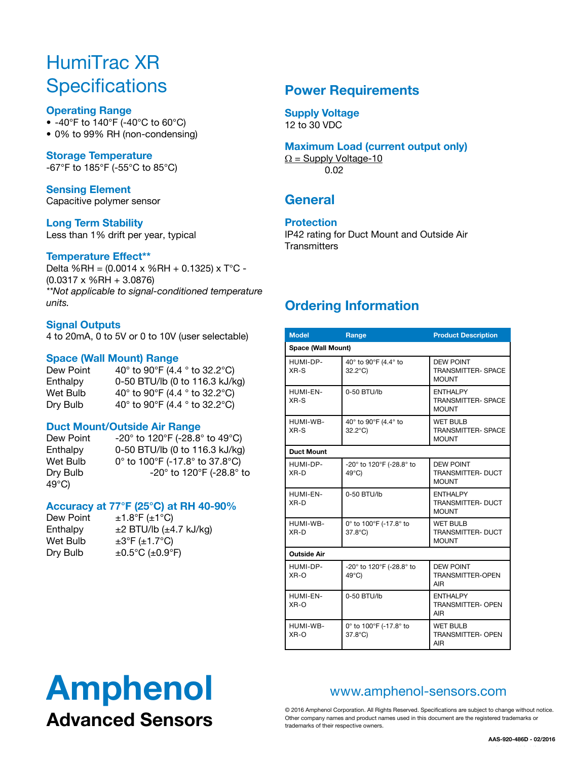# HumiTrac XR Specifications

## Operating Range

- -40°F to 140°F (-40°C to 60°C)
- 0% to 99% RH (non-condensing)

## Storage Temperature

-67°F to 185°F (-55°C to 85°C)

## Sensing Element

Capacitive polymer sensor

## Long Term Stability

Less than 1% drift per year, typical

## Temperature Effect**

Delta %RH = (0.0014 x %RH + 0.1325) x T°C - (0.0317 x %RH + 3.0876)

*\*\*Not applicable to signal-conditioned temperature units.*

## Signal Outputs

4 to 20mA, 0 to 5V or 0 to 10V (user selectable)

## Space (Wall Mount) Range

| | |
|---|---|
| Dew Point | 40° to 90°F (4.4 ° to 32.2°C) |
| Enthalpy | 0-50 BTU/lb (0 to 116.3 kJ/kg) |
| Wet Bulb | 40° to 90°F (4.4 ° to 32.2°C) |
| Dry Bulb | 40° to 90°F (4.4 ° to 32.2°C) |

## Duct Mount/Outside Air Range

| | |
|---|---|
| Dew Point | -20° to 120°F (-28.8° to 49°C) |
| Enthalpy | 0-50 BTU/lb (0 to 116.3 kJ/kg) |
| Wet Bulb | 0° to 100°F (-17.8° to 37.8°C) |
| Dry Bulb | -20° to 120°F (-28.8° to 49°C) |

## Accuracy at 77°F (25°C) at RH 40-90%

| | |
|---|---|
| Dew Point | ±1.8°F (±1°C) |
| Enthalpy | ±2 BTU/lb (±4.7 kJ/kg) |
| Wet Bulb | ±3°F (±1.7°C) |
| Dry Bulb | ±0.5°C (±0.9°F) |

## Power Requirements

### Supply Voltage

12 to 30 VDC

### Maximum Load (current output only)

$$\Omega = \frac{\text{Supply Voltage} - 10}{0.02}$$

## General

### Protection

IP42 rating for Duct Mount and Outside Air Transmitters

## Ordering Information

| Model | Range | Product Description |
|---|---|---|
| **Space (Wall Mount)** | | |
| HUMI-DP-XR-S | 40° to 90°F (4.4° to 32.2°C) | DEW POINT TRANSMITTER- SPACE MOUNT |
| HUMI-EN-XR-S | 0-50 BTU/lb | ENTHALPY TRANSMITTER- SPACE MOUNT |
| HUMI-WB-XR-S | 40° to 90°F (4.4° to 32.2°C) | WET BULB TRANSMITTER- SPACE MOUNT |
| **Duct Mount** | | |
| HUMI-DP-XR-D | -20° to 120°F (-28.8° to 49°C) | DEW POINT TRANSMITTER- DUCT MOUNT |
| HUMI-EN-XR-D | 0-50 BTU/lb | ENTHALPY TRANSMITTER- DUCT MOUNT |
| HUMI-WB-XR-D | 0° to 100°F (-17.8° to 37.8°C) | WET BULB TRANSMITTER- DUCT MOUNT |
| **Outside Air** | | |
| HUMI-DP-XR-O | -20° to 120°F (-28.8° to 49°C) | DEW POINT TRANSMITTER-OPEN AIR |
| HUMI-EN-XR-O | 0-50 BTU/lb | ENTHALPY TRANSMITTER- OPEN AIR |
| HUMI-WB-XR-O | 0° to 100°F (-17.8° to 37.8°C) | WET BULB TRANSMITTER- OPEN AIR |

**Amphenol**
**Advanced Sensors**

www.amphenol-sensors.com

© 2016 Amphenol Corporation. All Rights Reserved. Specifications are subject to change without notice. Other company names and product names used in this document are the registered trademarks or trademarks of their respective owners.

AAS-920-486D - 02/2016